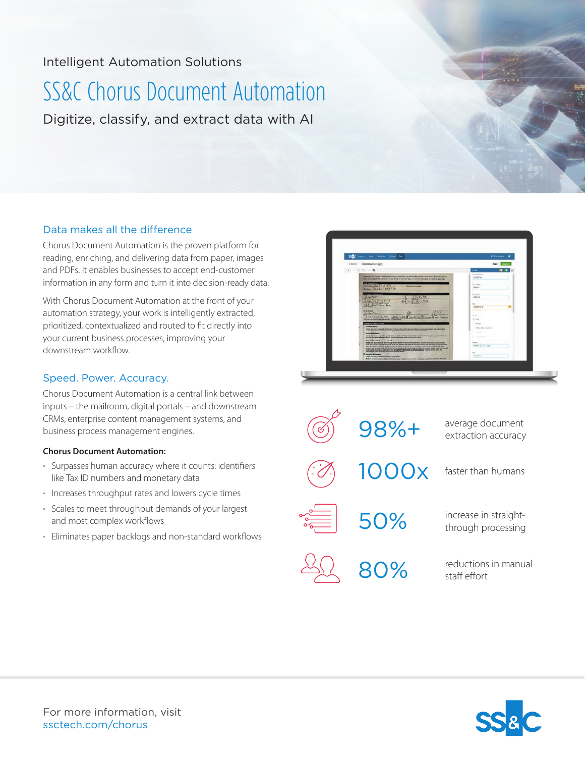Intelligent Automation Solutions

# SS&C Chorus Document Automation

Digitize, classify, and extract data with AI

## Data makes all the difference

Chorus Document Automation is the proven platform for reading, enriching, and delivering data from paper, images and PDFs. It enables businesses to accept end-customer information in any form and turn it into decision-ready data.

With Chorus Document Automation at the front of your automation strategy, your work is intelligently extracted, prioritized, contextualized and routed to fit directly into your current business processes, improving your downstream workflow.

## Speed. Power. Accuracy.

Chorus Document Automation is a central link between inputs – the mailroom, digital portals – and downstream CRMs, enterprise content management systems, and business process management engines.

**Chorus Document Automation:**

- Surpasses human accuracy where it counts: identifiers like Tax ID numbers and monetary data
- Increases throughput rates and lowers cycle times
- Scales to meet throughput demands of your largest and most complex workflows
- Eliminates paper backlogs and non-standard workflows

**98%+** average document extraction accuracy

**1000x** faster than humans

**50%** increase in straight-through processing

**80%** reductions in manual staff effort

For more information, visit
ssctech.com/chorus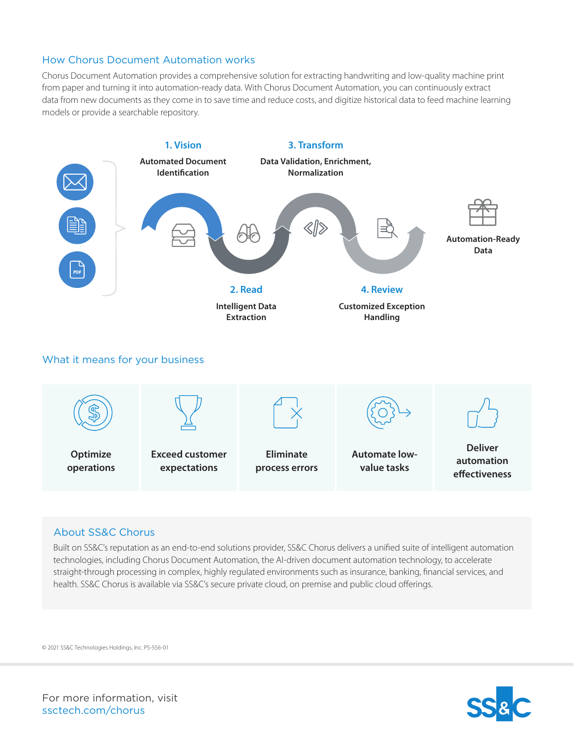## How Chorus Document Automation works

Chorus Document Automation provides a comprehensive solution for extracting handwriting and low-quality machine print from paper and turning it into automation-ready data. With Chorus Document Automation, you can continuously extract data from new documents as they come in to save time and reduce costs, and digitize historical data to feed machine learning models or provide a searchable repository.

**1. Vision**
Automated Document Identification

**2. Read**
Intelligent Data Extraction

**3. Transform**
Data Validation, Enrichment, Normalization

**4. Review**
Customized Exception Handling

Automation-Ready Data

## What it means for your business

- Optimize operations
- Exceed customer expectations
- Eliminate process errors
- Automate low-value tasks
- Deliver automation effectiveness

## About SS&C Chorus

Built on SS&C's reputation as an end-to-end solutions provider, SS&C Chorus delivers a unified suite of intelligent automation technologies, including Chorus Document Automation, the AI-driven document automation technology, to accelerate straight-through processing in complex, highly regulated environments such as insurance, banking, financial services, and health. SS&C Chorus is available via SS&C's secure private cloud, on premise and public cloud offerings.

© 2021 SS&C Technologies Holdings, Inc. PS-556-01

For more information, visit
ssctech.com/chorus

SS&C